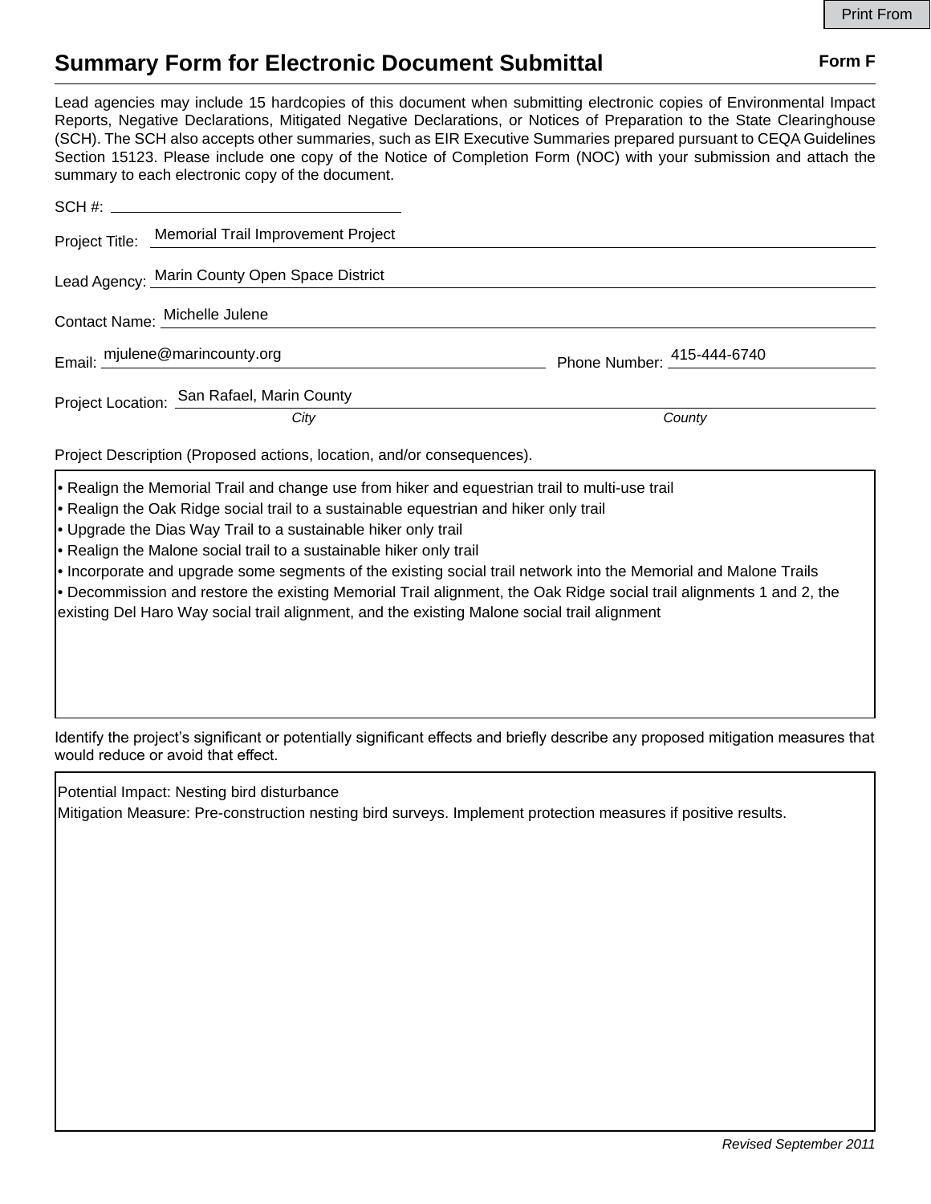# Summary Form for Electronic Document Submittal

**Form F**

Lead agencies may include 15 hardcopies of this document when submitting electronic copies of Environmental Impact Reports, Negative Declarations, Mitigated Negative Declarations, or Notices of Preparation to the State Clearinghouse (SCH). The SCH also accepts other summaries, such as EIR Executive Summaries prepared pursuant to CEQA Guidelines Section 15123. Please include one copy of the Notice of Completion Form (NOC) with your submission and attach the summary to each electronic copy of the document.

SCH #: ____________________

Project Title: Memorial Trail Improvement Project

Lead Agency: Marin County Open Space District

Contact Name: Michelle Julene

Email: mjulene@marincounty.org  Phone Number: 415-444-6740

Project Location: San Rafael, Marin County
*City*  *County*

Project Description (Proposed actions, location, and/or consequences).

- Realign the Memorial Trail and change use from hiker and equestrian trail to multi-use trail
- Realign the Oak Ridge social trail to a sustainable equestrian and hiker only trail
- Upgrade the Dias Way Trail to a sustainable hiker only trail
- Realign the Malone social trail to a sustainable hiker only trail
- Incorporate and upgrade some segments of the existing social trail network into the Memorial and Malone Trails
- Decommission and restore the existing Memorial Trail alignment, the Oak Ridge social trail alignments 1 and 2, the existing Del Haro Way social trail alignment, and the existing Malone social trail alignment

Identify the project's significant or potentially significant effects and briefly describe any proposed mitigation measures that would reduce or avoid that effect.

Potential Impact: Nesting bird disturbance
Mitigation Measure: Pre-construction nesting bird surveys. Implement protection measures if positive results.

*Revised September 2011*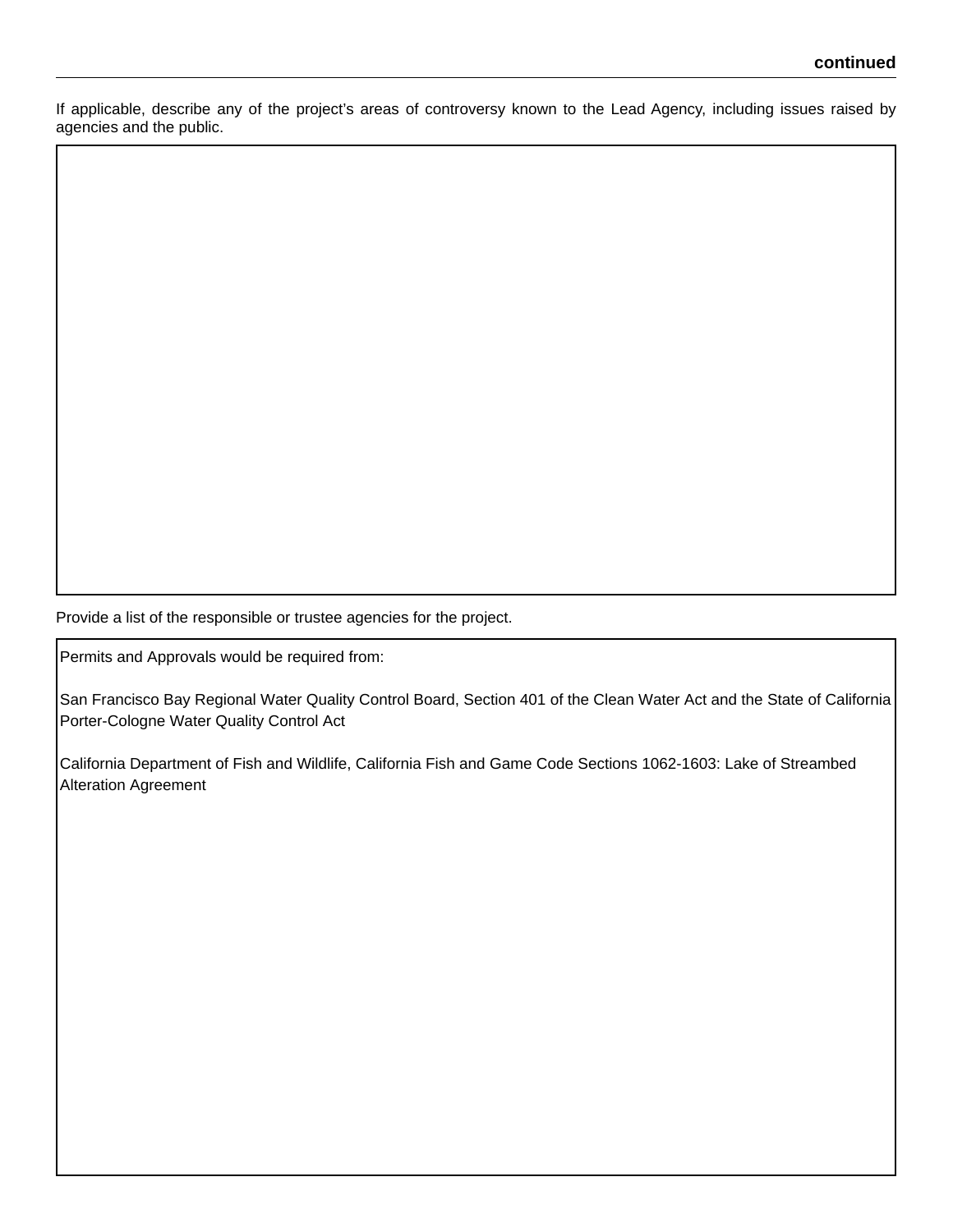**continued**

If applicable, describe any of the project's areas of controversy known to the Lead Agency, including issues raised by agencies and the public.

Provide a list of the responsible or trustee agencies for the project.

Permits and Approvals would be required from:

San Francisco Bay Regional Water Quality Control Board, Section 401 of the Clean Water Act and the State of California Porter-Cologne Water Quality Control Act

California Department of Fish and Wildlife, California Fish and Game Code Sections 1062-1603: Lake of Streambed Alteration Agreement